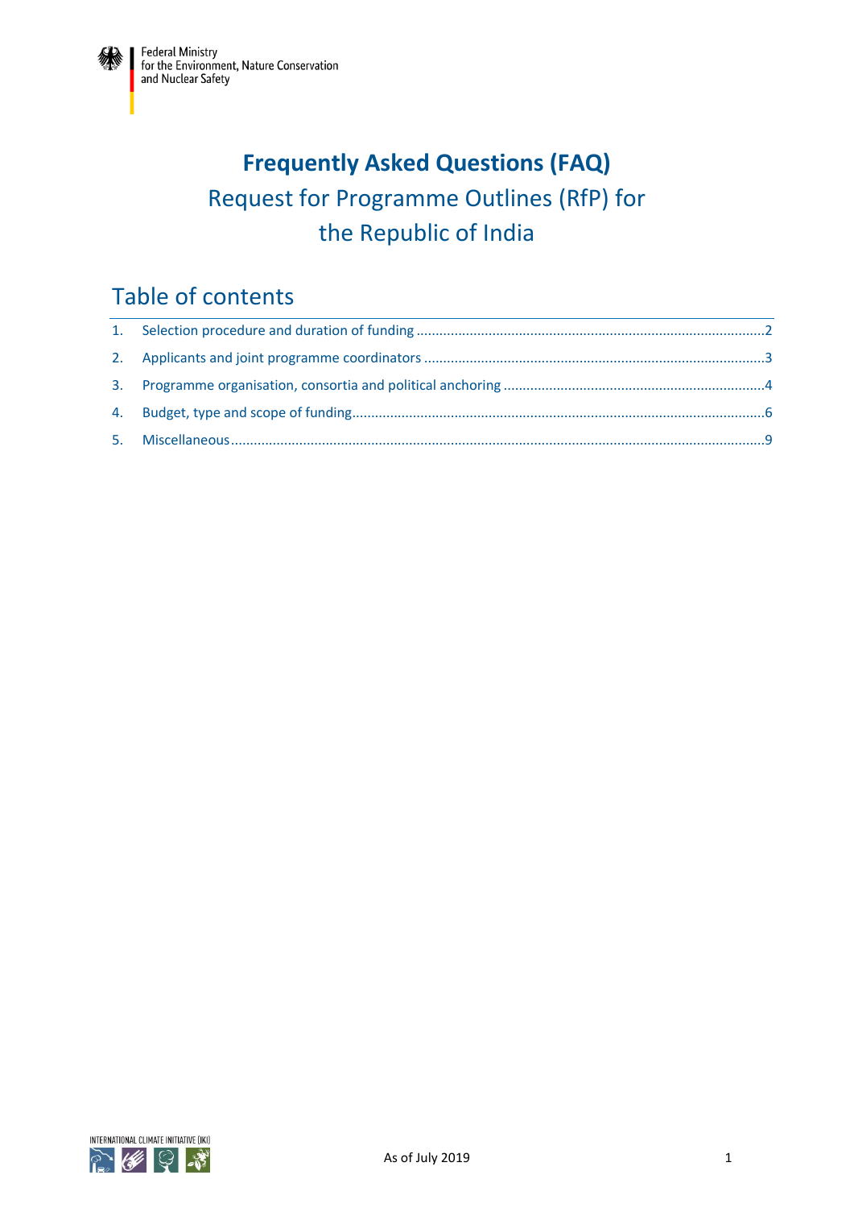Federal Ministry
for the Environment, Nature Conservation
and Nuclear Safety

# Frequently Asked Questions (FAQ)

## Request for Programme Outlines (RfP) for the Republic of India

## Table of contents

1. Selection procedure and duration of funding ....................2
2. Applicants and joint programme coordinators ....................3
3. Programme organisation, consortia and political anchoring ....................4
4. Budget, type and scope of funding ....................6
5. Miscellaneous ....................9

INTERNATIONAL CLIMATE INITIATIVE (IKI)

As of July 2019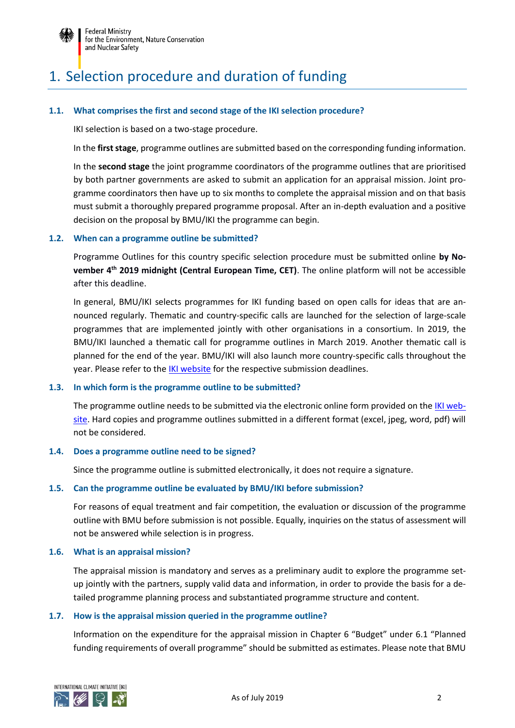# 1. Selection procedure and duration of funding

### 1.1. What comprises the first and second stage of the IKI selection procedure?

IKI selection is based on a two-stage procedure.

In the **first stage**, programme outlines are submitted based on the corresponding funding information.

In the **second stage** the joint programme coordinators of the programme outlines that are prioritised by both partner governments are asked to submit an application for an appraisal mission. Joint programme coordinators then have up to six months to complete the appraisal mission and on that basis must submit a thoroughly prepared programme proposal. After an in-depth evaluation and a positive decision on the proposal by BMU/IKI the programme can begin.

### 1.2. When can a programme outline be submitted?

Programme Outlines for this country specific selection procedure must be submitted online **by November 4th 2019 midnight (Central European Time, CET)**. The online platform will not be accessible after this deadline.

In general, BMU/IKI selects programmes for IKI funding based on open calls for ideas that are announced regularly. Thematic and country-specific calls are launched for the selection of large-scale programmes that are implemented jointly with other organisations in a consortium. In 2019, the BMU/IKI launched a thematic call for programme outlines in March 2019. Another thematic call is planned for the end of the year. BMU/IKI will also launch more country-specific calls throughout the year. Please refer to the IKI website for the respective submission deadlines.

### 1.3. In which form is the programme outline to be submitted?

The programme outline needs to be submitted via the electronic online form provided on the IKI website. Hard copies and programme outlines submitted in a different format (excel, jpeg, word, pdf) will not be considered.

### 1.4. Does a programme outline need to be signed?

Since the programme outline is submitted electronically, it does not require a signature.

### 1.5. Can the programme outline be evaluated by BMU/IKI before submission?

For reasons of equal treatment and fair competition, the evaluation or discussion of the programme outline with BMU before submission is not possible. Equally, inquiries on the status of assessment will not be answered while selection is in progress.

### 1.6. What is an appraisal mission?

The appraisal mission is mandatory and serves as a preliminary audit to explore the programme set-up jointly with the partners, supply valid data and information, in order to provide the basis for a detailed programme planning process and substantiated programme structure and content.

### 1.7. How is the appraisal mission queried in the programme outline?

Information on the expenditure for the appraisal mission in Chapter 6 "Budget" under 6.1 "Planned funding requirements of overall programme" should be submitted as estimates. Please note that BMU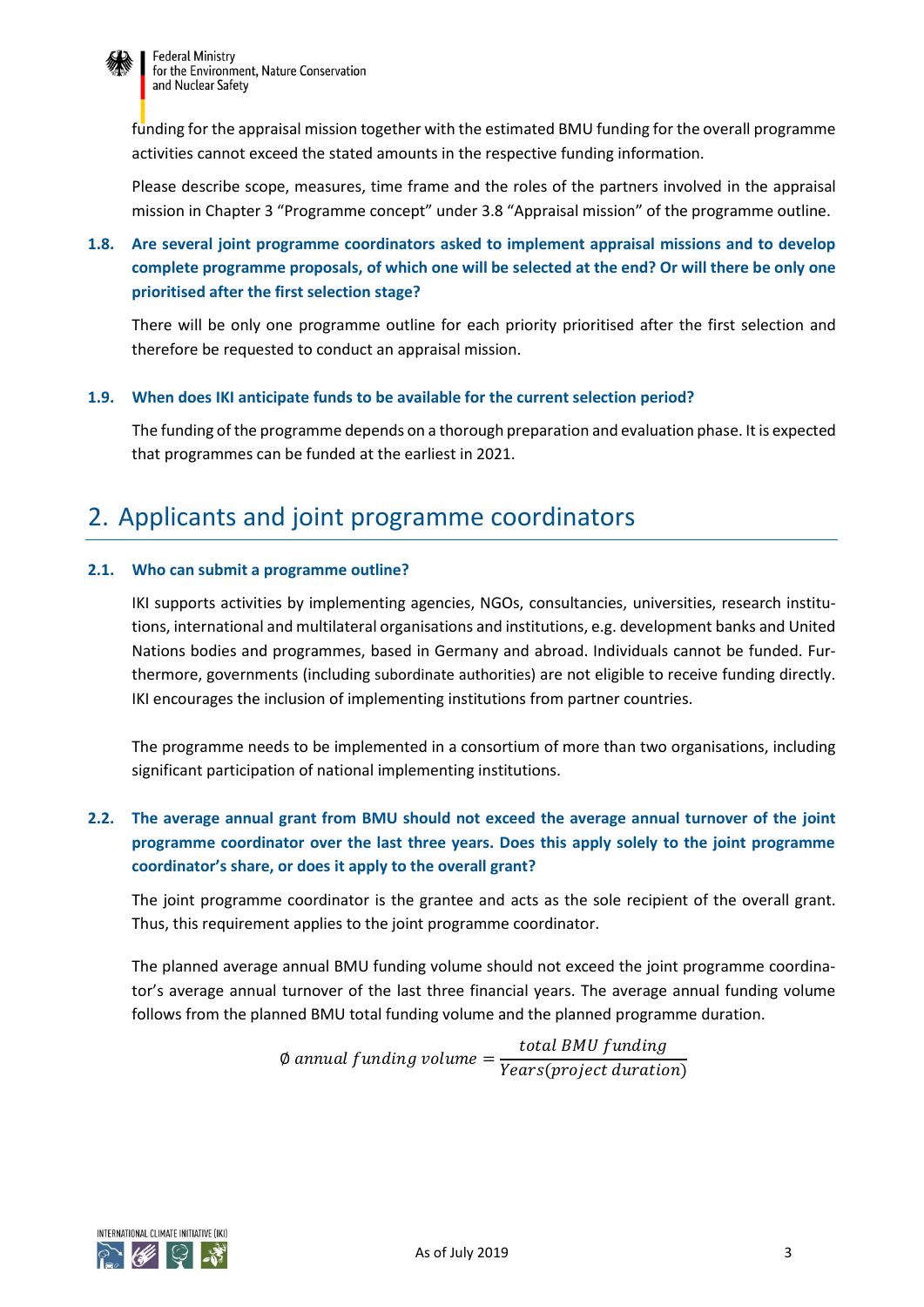funding for the appraisal mission together with the estimated BMU funding for the overall programme activities cannot exceed the stated amounts in the respective funding information.

Please describe scope, measures, time frame and the roles of the partners involved in the appraisal mission in Chapter 3 "Programme concept" under 3.8 "Appraisal mission" of the programme outline.

### 1.8. Are several joint programme coordinators asked to implement appraisal missions and to develop complete programme proposals, of which one will be selected at the end? Or will there be only one prioritised after the first selection stage?

There will be only one programme outline for each priority prioritised after the first selection and therefore be requested to conduct an appraisal mission.

### 1.9. When does IKI anticipate funds to be available for the current selection period?

The funding of the programme depends on a thorough preparation and evaluation phase. It is expected that programmes can be funded at the earliest in 2021.

## 2. Applicants and joint programme coordinators

### 2.1. Who can submit a programme outline?

IKI supports activities by implementing agencies, NGOs, consultancies, universities, research institutions, international and multilateral organisations and institutions, e.g. development banks and United Nations bodies and programmes, based in Germany and abroad. Individuals cannot be funded. Furthermore, governments (including subordinate authorities) are not eligible to receive funding directly. IKI encourages the inclusion of implementing institutions from partner countries.

The programme needs to be implemented in a consortium of more than two organisations, including significant participation of national implementing institutions.

### 2.2. The average annual grant from BMU should not exceed the average annual turnover of the joint programme coordinator over the last three years. Does this apply solely to the joint programme coordinator's share, or does it apply to the overall grant?

The joint programme coordinator is the grantee and acts as the sole recipient of the overall grant. Thus, this requirement applies to the joint programme coordinator.

The planned average annual BMU funding volume should not exceed the joint programme coordinator's average annual turnover of the last three financial years. The average annual funding volume follows from the planned BMU total funding volume and the planned programme duration.

$$\emptyset\ annual\ funding\ volume = \frac{total\ BMU\ funding}{Years(project\ duration)}$$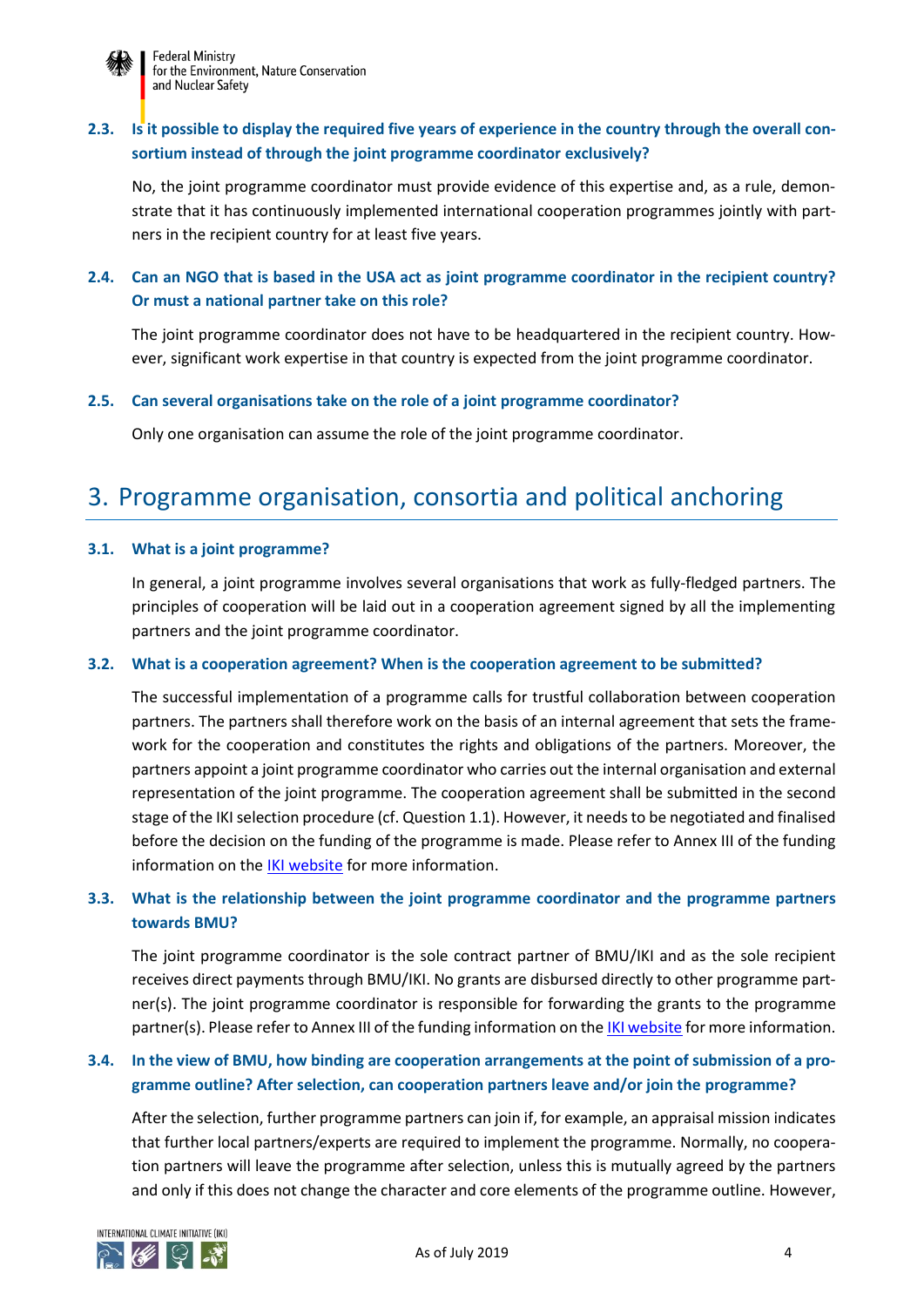### 2.3. Is it possible to display the required five years of experience in the country through the overall consortium instead of through the joint programme coordinator exclusively?

No, the joint programme coordinator must provide evidence of this expertise and, as a rule, demonstrate that it has continuously implemented international cooperation programmes jointly with partners in the recipient country for at least five years.

### 2.4. Can an NGO that is based in the USA act as joint programme coordinator in the recipient country? Or must a national partner take on this role?

The joint programme coordinator does not have to be headquartered in the recipient country. However, significant work expertise in that country is expected from the joint programme coordinator.

### 2.5. Can several organisations take on the role of a joint programme coordinator?

Only one organisation can assume the role of the joint programme coordinator.

## 3. Programme organisation, consortia and political anchoring

### 3.1. What is a joint programme?

In general, a joint programme involves several organisations that work as fully-fledged partners. The principles of cooperation will be laid out in a cooperation agreement signed by all the implementing partners and the joint programme coordinator.

### 3.2. What is a cooperation agreement? When is the cooperation agreement to be submitted?

The successful implementation of a programme calls for trustful collaboration between cooperation partners. The partners shall therefore work on the basis of an internal agreement that sets the framework for the cooperation and constitutes the rights and obligations of the partners. Moreover, the partners appoint a joint programme coordinator who carries out the internal organisation and external representation of the joint programme. The cooperation agreement shall be submitted in the second stage of the IKI selection procedure (cf. Question 1.1). However, it needs to be negotiated and finalised before the decision on the funding of the programme is made. Please refer to Annex III of the funding information on the IKI website for more information.

### 3.3. What is the relationship between the joint programme coordinator and the programme partners towards BMU?

The joint programme coordinator is the sole contract partner of BMU/IKI and as the sole recipient receives direct payments through BMU/IKI. No grants are disbursed directly to other programme partner(s). The joint programme coordinator is responsible for forwarding the grants to the programme partner(s). Please refer to Annex III of the funding information on the IKI website for more information.

### 3.4. In the view of BMU, how binding are cooperation arrangements at the point of submission of a programme outline? After selection, can cooperation partners leave and/or join the programme?

After the selection, further programme partners can join if, for example, an appraisal mission indicates that further local partners/experts are required to implement the programme. Normally, no cooperation partners will leave the programme after selection, unless this is mutually agreed by the partners and only if this does not change the character and core elements of the programme outline. However,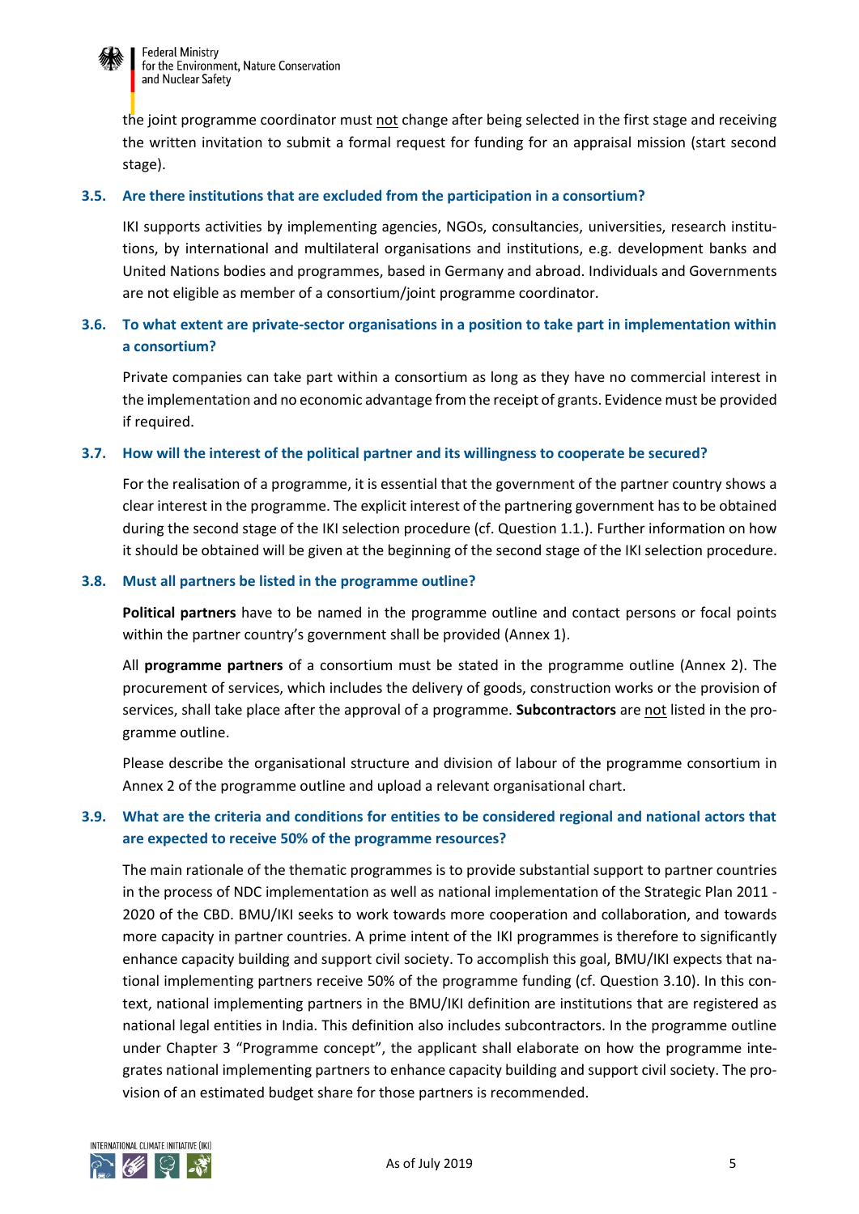the joint programme coordinator must not change after being selected in the first stage and receiving the written invitation to submit a formal request for funding for an appraisal mission (start second stage).

### 3.5. Are there institutions that are excluded from the participation in a consortium?

IKI supports activities by implementing agencies, NGOs, consultancies, universities, research institutions, by international and multilateral organisations and institutions, e.g. development banks and United Nations bodies and programmes, based in Germany and abroad. Individuals and Governments are not eligible as member of a consortium/joint programme coordinator.

### 3.6. To what extent are private-sector organisations in a position to take part in implementation within a consortium?

Private companies can take part within a consortium as long as they have no commercial interest in the implementation and no economic advantage from the receipt of grants. Evidence must be provided if required.

### 3.7. How will the interest of the political partner and its willingness to cooperate be secured?

For the realisation of a programme, it is essential that the government of the partner country shows a clear interest in the programme. The explicit interest of the partnering government has to be obtained during the second stage of the IKI selection procedure (cf. Question 1.1.). Further information on how it should be obtained will be given at the beginning of the second stage of the IKI selection procedure.

### 3.8. Must all partners be listed in the programme outline?

**Political partners** have to be named in the programme outline and contact persons or focal points within the partner country's government shall be provided (Annex 1).

All **programme partners** of a consortium must be stated in the programme outline (Annex 2). The procurement of services, which includes the delivery of goods, construction works or the provision of services, shall take place after the approval of a programme. **Subcontractors** are not listed in the programme outline.

Please describe the organisational structure and division of labour of the programme consortium in Annex 2 of the programme outline and upload a relevant organisational chart.

### 3.9. What are the criteria and conditions for entities to be considered regional and national actors that are expected to receive 50% of the programme resources?

The main rationale of the thematic programmes is to provide substantial support to partner countries in the process of NDC implementation as well as national implementation of the Strategic Plan 2011 - 2020 of the CBD. BMU/IKI seeks to work towards more cooperation and collaboration, and towards more capacity in partner countries. A prime intent of the IKI programmes is therefore to significantly enhance capacity building and support civil society. To accomplish this goal, BMU/IKI expects that national implementing partners receive 50% of the programme funding (cf. Question 3.10). In this context, national implementing partners in the BMU/IKI definition are institutions that are registered as national legal entities in India. This definition also includes subcontractors. In the programme outline under Chapter 3 "Programme concept", the applicant shall elaborate on how the programme integrates national implementing partners to enhance capacity building and support civil society. The provision of an estimated budget share for those partners is recommended.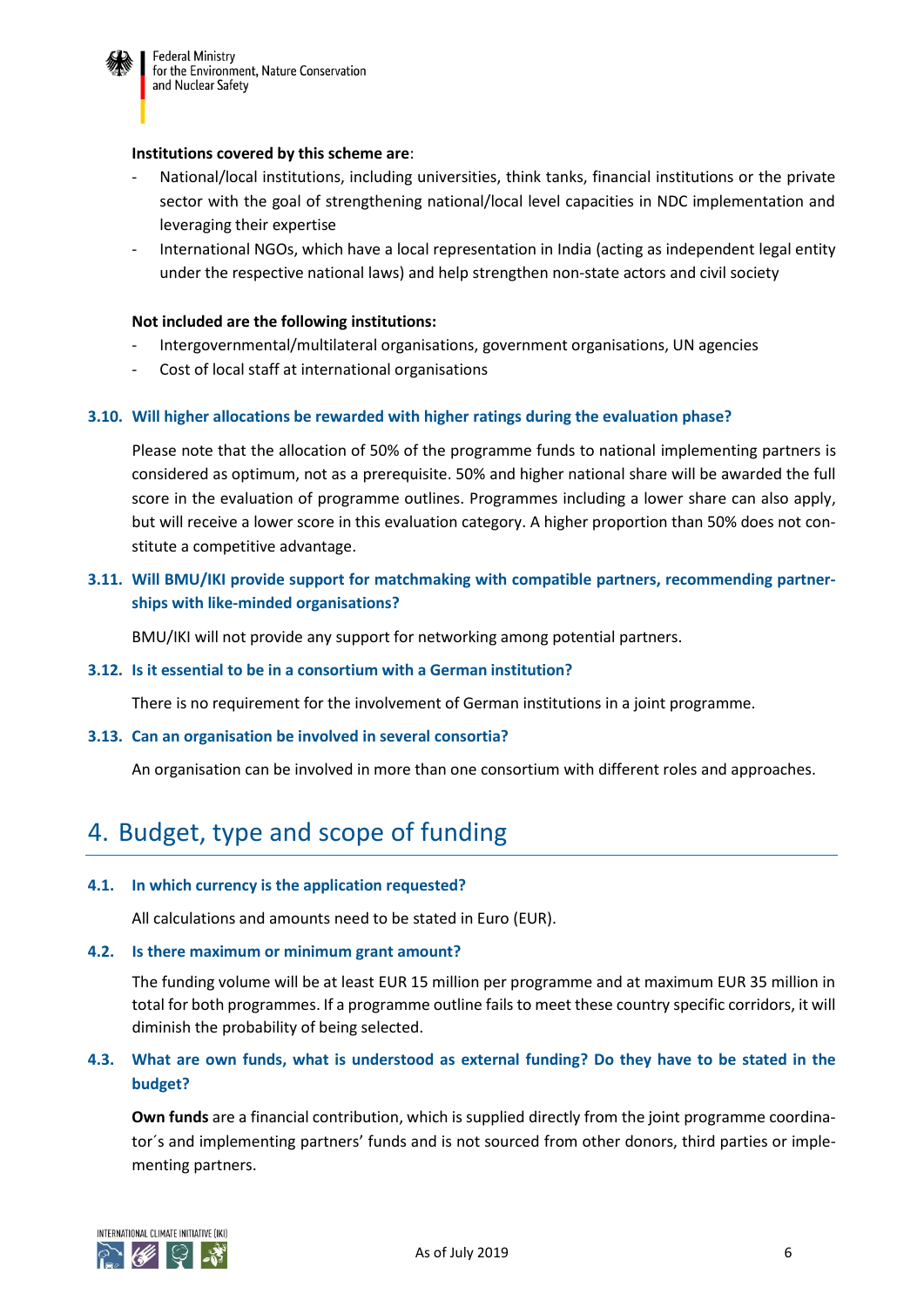**Institutions covered by this scheme are**:

- National/local institutions, including universities, think tanks, financial institutions or the private sector with the goal of strengthening national/local level capacities in NDC implementation and leveraging their expertise
- International NGOs, which have a local representation in India (acting as independent legal entity under the respective national laws) and help strengthen non-state actors and civil society

**Not included are the following institutions:**

- Intergovernmental/multilateral organisations, government organisations, UN agencies
- Cost of local staff at international organisations

### 3.10. Will higher allocations be rewarded with higher ratings during the evaluation phase?

Please note that the allocation of 50% of the programme funds to national implementing partners is considered as optimum, not as a prerequisite. 50% and higher national share will be awarded the full score in the evaluation of programme outlines. Programmes including a lower share can also apply, but will receive a lower score in this evaluation category. A higher proportion than 50% does not constitute a competitive advantage.

### 3.11. Will BMU/IKI provide support for matchmaking with compatible partners, recommending partnerships with like-minded organisations?

BMU/IKI will not provide any support for networking among potential partners.

### 3.12. Is it essential to be in a consortium with a German institution?

There is no requirement for the involvement of German institutions in a joint programme.

### 3.13. Can an organisation be involved in several consortia?

An organisation can be involved in more than one consortium with different roles and approaches.

## 4. Budget, type and scope of funding

### 4.1. In which currency is the application requested?

All calculations and amounts need to be stated in Euro (EUR).

### 4.2. Is there maximum or minimum grant amount?

The funding volume will be at least EUR 15 million per programme and at maximum EUR 35 million in total for both programmes. If a programme outline fails to meet these country specific corridors, it will diminish the probability of being selected.

### 4.3. What are own funds, what is understood as external funding? Do they have to be stated in the budget?

**Own funds** are a financial contribution, which is supplied directly from the joint programme coordinator´s and implementing partners' funds and is not sourced from other donors, third parties or implementing partners.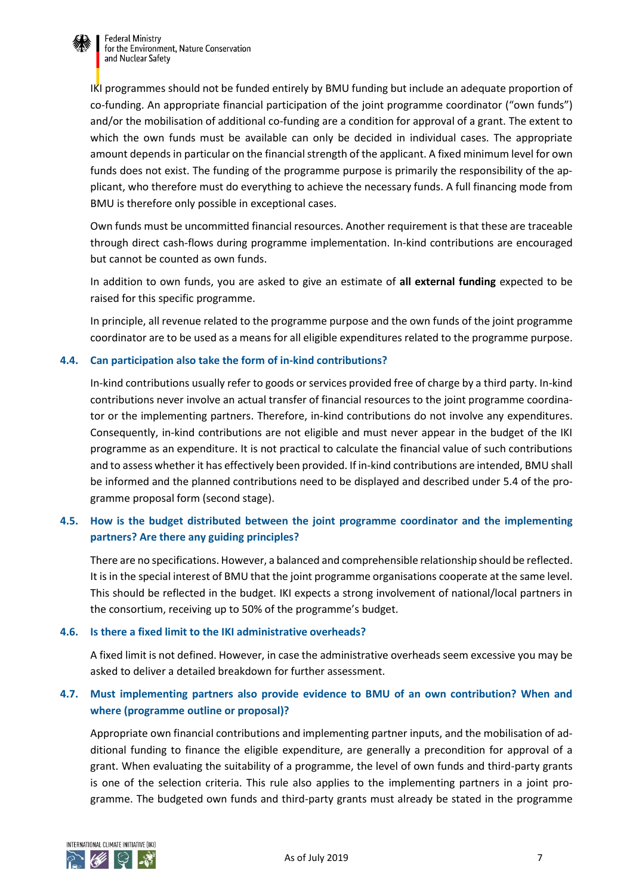IKI programmes should not be funded entirely by BMU funding but include an adequate proportion of co-funding. An appropriate financial participation of the joint programme coordinator ("own funds") and/or the mobilisation of additional co-funding are a condition for approval of a grant. The extent to which the own funds must be available can only be decided in individual cases. The appropriate amount depends in particular on the financial strength of the applicant. A fixed minimum level for own funds does not exist. The funding of the programme purpose is primarily the responsibility of the applicant, who therefore must do everything to achieve the necessary funds. A full financing mode from BMU is therefore only possible in exceptional cases.

Own funds must be uncommitted financial resources. Another requirement is that these are traceable through direct cash-flows during programme implementation. In-kind contributions are encouraged but cannot be counted as own funds.

In addition to own funds, you are asked to give an estimate of **all external funding** expected to be raised for this specific programme.

In principle, all revenue related to the programme purpose and the own funds of the joint programme coordinator are to be used as a means for all eligible expenditures related to the programme purpose.

### 4.4. Can participation also take the form of in-kind contributions?

In-kind contributions usually refer to goods or services provided free of charge by a third party. In-kind contributions never involve an actual transfer of financial resources to the joint programme coordinator or the implementing partners. Therefore, in-kind contributions do not involve any expenditures. Consequently, in-kind contributions are not eligible and must never appear in the budget of the IKI programme as an expenditure. It is not practical to calculate the financial value of such contributions and to assess whether it has effectively been provided. If in-kind contributions are intended, BMU shall be informed and the planned contributions need to be displayed and described under 5.4 of the programme proposal form (second stage).

### 4.5. How is the budget distributed between the joint programme coordinator and the implementing partners? Are there any guiding principles?

There are no specifications. However, a balanced and comprehensible relationship should be reflected. It is in the special interest of BMU that the joint programme organisations cooperate at the same level. This should be reflected in the budget. IKI expects a strong involvement of national/local partners in the consortium, receiving up to 50% of the programme's budget.

### 4.6. Is there a fixed limit to the IKI administrative overheads?

A fixed limit is not defined. However, in case the administrative overheads seem excessive you may be asked to deliver a detailed breakdown for further assessment.

### 4.7. Must implementing partners also provide evidence to BMU of an own contribution? When and where (programme outline or proposal)?

Appropriate own financial contributions and implementing partner inputs, and the mobilisation of additional funding to finance the eligible expenditure, are generally a precondition for approval of a grant. When evaluating the suitability of a programme, the level of own funds and third-party grants is one of the selection criteria. This rule also applies to the implementing partners in a joint programme. The budgeted own funds and third-party grants must already be stated in the programme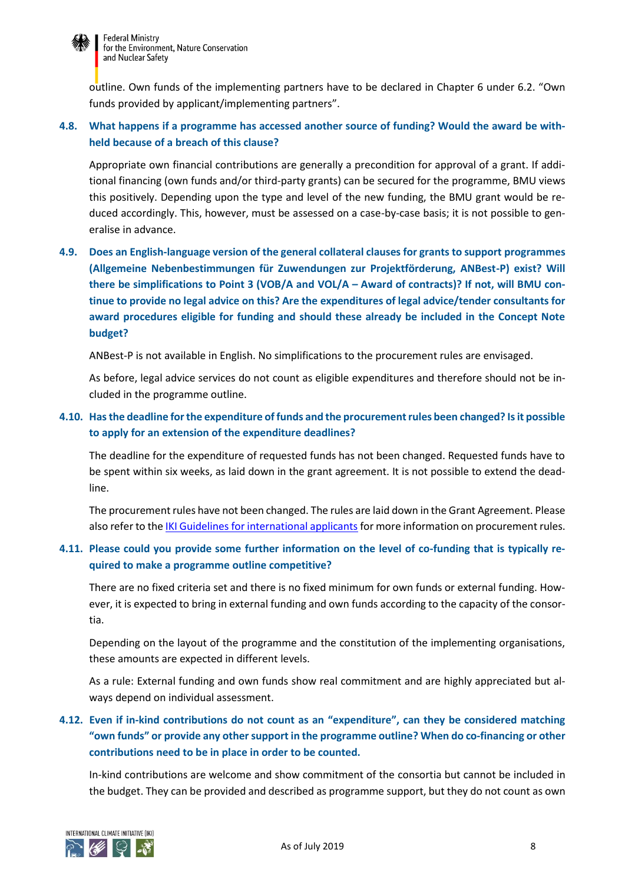outline. Own funds of the implementing partners have to be declared in Chapter 6 under 6.2. "Own funds provided by applicant/implementing partners".

### 4.8. What happens if a programme has accessed another source of funding? Would the award be withheld because of a breach of this clause?

Appropriate own financial contributions are generally a precondition for approval of a grant. If additional financing (own funds and/or third-party grants) can be secured for the programme, BMU views this positively. Depending upon the type and level of the new funding, the BMU grant would be reduced accordingly. This, however, must be assessed on a case-by-case basis; it is not possible to generalise in advance.

### 4.9. Does an English-language version of the general collateral clauses for grants to support programmes (Allgemeine Nebenbestimmungen für Zuwendungen zur Projektförderung, ANBest-P) exist? Will there be simplifications to Point 3 (VOB/A and VOL/A – Award of contracts)? If not, will BMU continue to provide no legal advice on this? Are the expenditures of legal advice/tender consultants for award procedures eligible for funding and should these already be included in the Concept Note budget?

ANBest-P is not available in English. No simplifications to the procurement rules are envisaged.

As before, legal advice services do not count as eligible expenditures and therefore should not be included in the programme outline.

### 4.10. Has the deadline for the expenditure of funds and the procurement rules been changed? Is it possible to apply for an extension of the expenditure deadlines?

The deadline for the expenditure of requested funds has not been changed. Requested funds have to be spent within six weeks, as laid down in the grant agreement. It is not possible to extend the deadline.

The procurement rules have not been changed. The rules are laid down in the Grant Agreement. Please also refer to the IKI Guidelines for international applicants for more information on procurement rules.

### 4.11. Please could you provide some further information on the level of co-funding that is typically required to make a programme outline competitive?

There are no fixed criteria set and there is no fixed minimum for own funds or external funding. However, it is expected to bring in external funding and own funds according to the capacity of the consortia.

Depending on the layout of the programme and the constitution of the implementing organisations, these amounts are expected in different levels.

As a rule: External funding and own funds show real commitment and are highly appreciated but always depend on individual assessment.

### 4.12. Even if in-kind contributions do not count as an "expenditure", can they be considered matching "own funds" or provide any other support in the programme outline? When do co-financing or other contributions need to be in place in order to be counted.

In-kind contributions are welcome and show commitment of the consortia but cannot be included in the budget. They can be provided and described as programme support, but they do not count as own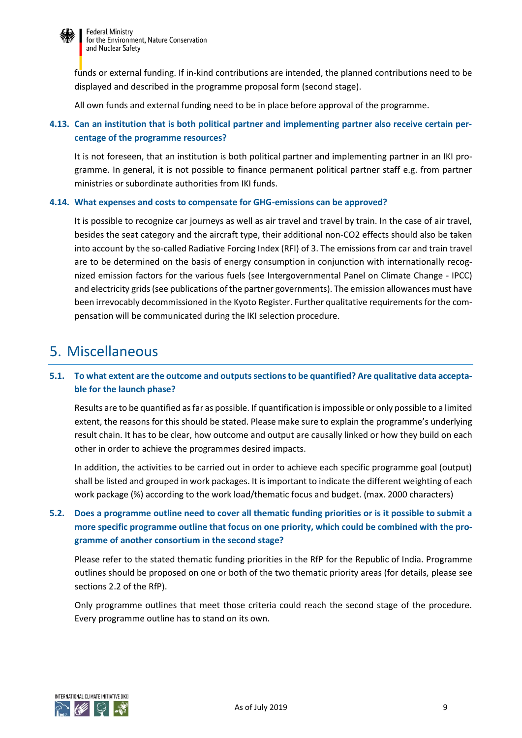funds or external funding. If in-kind contributions are intended, the planned contributions need to be displayed and described in the programme proposal form (second stage).

All own funds and external funding need to be in place before approval of the programme.

### 4.13. Can an institution that is both political partner and implementing partner also receive certain percentage of the programme resources?

It is not foreseen, that an institution is both political partner and implementing partner in an IKI programme. In general, it is not possible to finance permanent political partner staff e.g. from partner ministries or subordinate authorities from IKI funds.

### 4.14. What expenses and costs to compensate for GHG-emissions can be approved?

It is possible to recognize car journeys as well as air travel and travel by train. In the case of air travel, besides the seat category and the aircraft type, their additional non-CO2 effects should also be taken into account by the so-called Radiative Forcing Index (RFI) of 3. The emissions from car and train travel are to be determined on the basis of energy consumption in conjunction with internationally recognized emission factors for the various fuels (see Intergovernmental Panel on Climate Change - IPCC) and electricity grids (see publications of the partner governments). The emission allowances must have been irrevocably decommissioned in the Kyoto Register. Further qualitative requirements for the compensation will be communicated during the IKI selection procedure.

## 5. Miscellaneous

### 5.1. To what extent are the outcome and outputs sections to be quantified? Are qualitative data acceptable for the launch phase?

Results are to be quantified as far as possible. If quantification is impossible or only possible to a limited extent, the reasons for this should be stated. Please make sure to explain the programme's underlying result chain. It has to be clear, how outcome and output are causally linked or how they build on each other in order to achieve the programmes desired impacts.

In addition, the activities to be carried out in order to achieve each specific programme goal (output) shall be listed and grouped in work packages. It is important to indicate the different weighting of each work package (%) according to the work load/thematic focus and budget. (max. 2000 characters)

### 5.2. Does a programme outline need to cover all thematic funding priorities or is it possible to submit a more specific programme outline that focus on one priority, which could be combined with the programme of another consortium in the second stage?

Please refer to the stated thematic funding priorities in the RfP for the Republic of India. Programme outlines should be proposed on one or both of the two thematic priority areas (for details, please see sections 2.2 of the RfP).

Only programme outlines that meet those criteria could reach the second stage of the procedure. Every programme outline has to stand on its own.